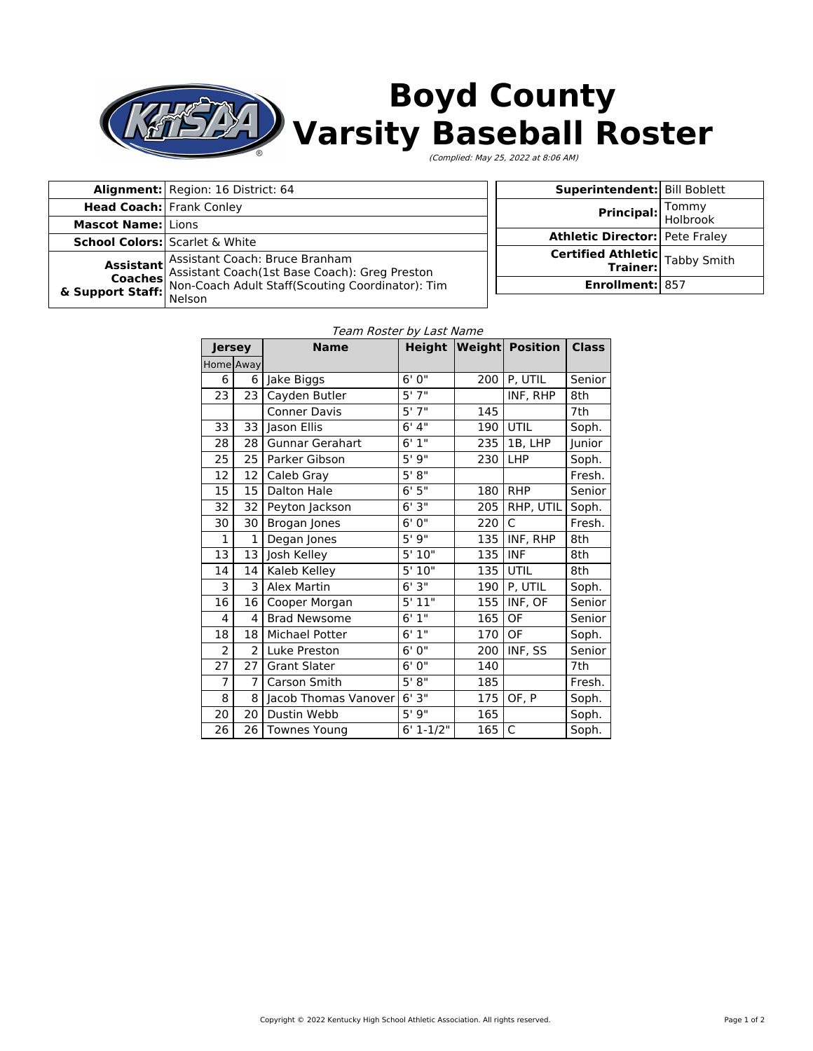# Boyd County Varsity Baseball Roster

*(Complied: May 25, 2022 at 8:06 AM)*

| | |
|---|---|
| **Alignment:** | Region: 16 District: 64 |
| **Head Coach:** | Frank Conley |
| **Mascot Name:** | Lions |
| **School Colors:** | Scarlet & White |
| **Assistant Coaches & Support Staff:** | Assistant Coach: Bruce Branham<br>Assistant Coach(1st Base Coach): Greg Preston<br>Non-Coach Adult Staff(Scouting Coordinator): Tim Nelson |

| | |
|---|---|
| **Superintendent:** | Bill Boblett |
| **Principal:** | Tommy Holbrook |
| **Athletic Director:** | Pete Fraley |
| **Certified Athletic Trainer:** | Tabby Smith |
| **Enrollment:** | 857 |

*Team Roster by Last Name*

| Jersey | | Name | Height | Weight | Position | Class |
|---|---|---|---|---|---|---|
| Home | Away | | | | | |
| 6 | 6 | Jake Biggs | 6' 0" | 200 | P, UTIL | Senior |
| 23 | 23 | Cayden Butler | 5' 7" | | INF, RHP | 8th |
| | | Conner Davis | 5' 7" | 145 | | 7th |
| 33 | 33 | Jason Ellis | 6' 4" | 190 | UTIL | Soph. |
| 28 | 28 | Gunnar Gerahart | 6' 1" | 235 | 1B, LHP | Junior |
| 25 | 25 | Parker Gibson | 5' 9" | 230 | LHP | Soph. |
| 12 | 12 | Caleb Gray | 5' 8" | | | Fresh. |
| 15 | 15 | Dalton Hale | 6' 5" | 180 | RHP | Senior |
| 32 | 32 | Peyton Jackson | 6' 3" | 205 | RHP, UTIL | Soph. |
| 30 | 30 | Brogan Jones | 6' 0" | 220 | C | Fresh. |
| 1 | 1 | Degan Jones | 5' 9" | 135 | INF, RHP | 8th |
| 13 | 13 | Josh Kelley | 5' 10" | 135 | INF | 8th |
| 14 | 14 | Kaleb Kelley | 5' 10" | 135 | UTIL | 8th |
| 3 | 3 | Alex Martin | 6' 3" | 190 | P, UTIL | Soph. |
| 16 | 16 | Cooper Morgan | 5' 11" | 155 | INF, OF | Senior |
| 4 | 4 | Brad Newsome | 6' 1" | 165 | OF | Senior |
| 18 | 18 | Michael Potter | 6' 1" | 170 | OF | Soph. |
| 2 | 2 | Luke Preston | 6' 0" | 200 | INF, SS | Senior |
| 27 | 27 | Grant Slater | 6' 0" | 140 | | 7th |
| 7 | 7 | Carson Smith | 5' 8" | 185 | | Fresh. |
| 8 | 8 | Jacob Thomas Vanover | 6' 3" | 175 | OF, P | Soph. |
| 20 | 20 | Dustin Webb | 5' 9" | 165 | | Soph. |
| 26 | 26 | Townes Young | 6' 1-1/2" | 165 | C | Soph. |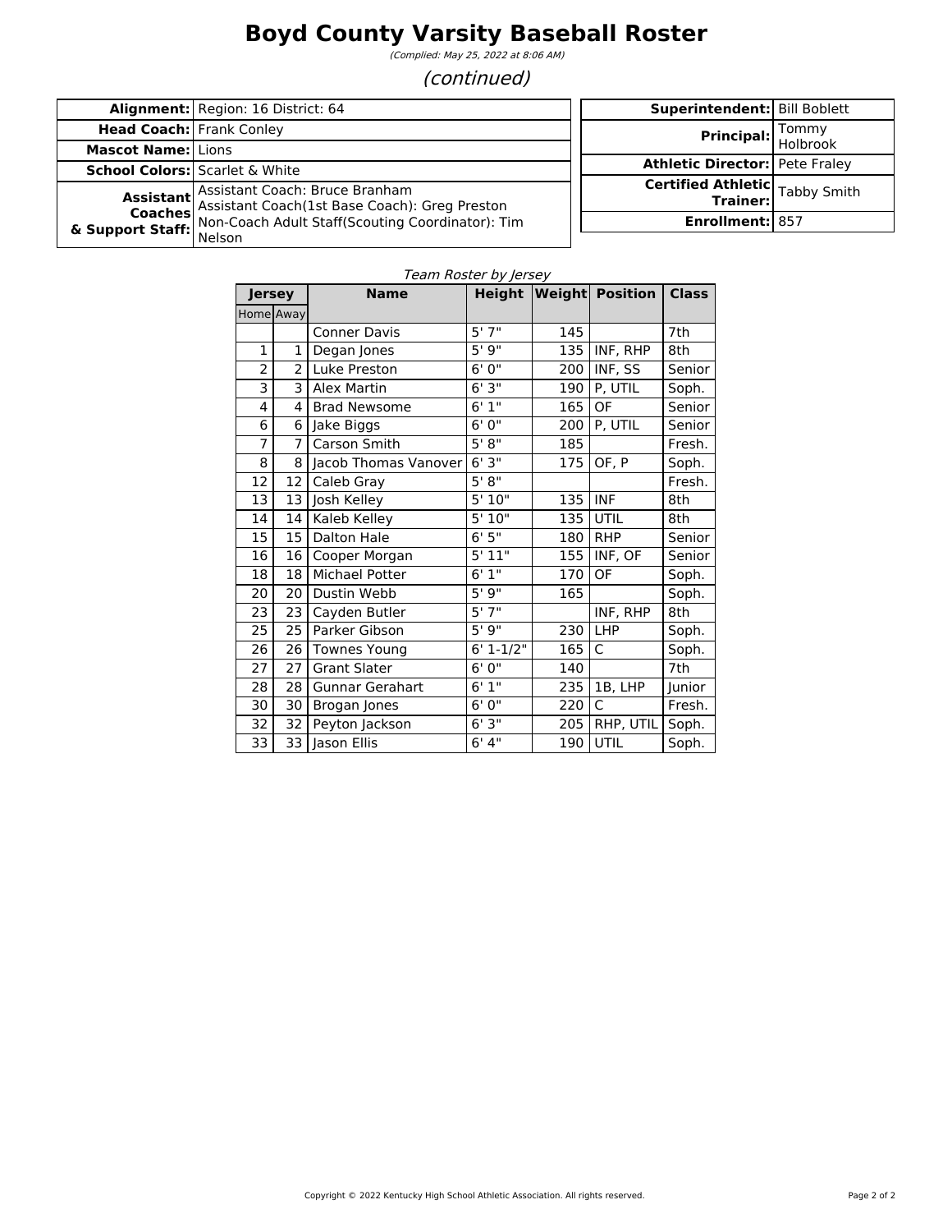# Boyd County Varsity Baseball Roster

*(Complied: May 25, 2022 at 8:06 AM)*

## *(continued)*

| | |
|---|---|
| **Alignment:** | Region: 16 District: 64 |
| **Head Coach:** | Frank Conley |
| **Mascot Name:** | Lions |
| **School Colors:** | Scarlet & White |
| **Assistant Coaches & Support Staff:** | Assistant Coach: Bruce Branham<br>Assistant Coach(1st Base Coach): Greg Preston<br>Non-Coach Adult Staff(Scouting Coordinator): Tim Nelson |

| | |
|---|---|
| **Superintendent:** | Bill Boblett |
| **Principal:** | Tommy Holbrook |
| **Athletic Director:** | Pete Fraley |
| **Certified Athletic Trainer:** | Tabby Smith |
| **Enrollment:** | 857 |

*Team Roster by Jersey*

| Jersey | | Name | Height | Weight | Position | Class |
|---|---|---|---|---|---|---|
| Home | Away | | | | | |
| | | Conner Davis | 5' 7" | 145 | | 7th |
| 1 | 1 | Degan Jones | 5' 9" | 135 | INF, RHP | 8th |
| 2 | 2 | Luke Preston | 6' 0" | 200 | INF, SS | Senior |
| 3 | 3 | Alex Martin | 6' 3" | 190 | P, UTIL | Soph. |
| 4 | 4 | Brad Newsome | 6' 1" | 165 | OF | Senior |
| 6 | 6 | Jake Biggs | 6' 0" | 200 | P, UTIL | Senior |
| 7 | 7 | Carson Smith | 5' 8" | 185 | | Fresh. |
| 8 | 8 | Jacob Thomas Vanover | 6' 3" | 175 | OF, P | Soph. |
| 12 | 12 | Caleb Gray | 5' 8" | | | Fresh. |
| 13 | 13 | Josh Kelley | 5' 10" | 135 | INF | 8th |
| 14 | 14 | Kaleb Kelley | 5' 10" | 135 | UTIL | 8th |
| 15 | 15 | Dalton Hale | 6' 5" | 180 | RHP | Senior |
| 16 | 16 | Cooper Morgan | 5' 11" | 155 | INF, OF | Senior |
| 18 | 18 | Michael Potter | 6' 1" | 170 | OF | Soph. |
| 20 | 20 | Dustin Webb | 5' 9" | 165 | | Soph. |
| 23 | 23 | Cayden Butler | 5' 7" | | INF, RHP | 8th |
| 25 | 25 | Parker Gibson | 5' 9" | 230 | LHP | Soph. |
| 26 | 26 | Townes Young | 6' 1-1/2" | 165 | C | Soph. |
| 27 | 27 | Grant Slater | 6' 0" | 140 | | 7th |
| 28 | 28 | Gunnar Gerahart | 6' 1" | 235 | 1B, LHP | Junior |
| 30 | 30 | Brogan Jones | 6' 0" | 220 | C | Fresh. |
| 32 | 32 | Peyton Jackson | 6' 3" | 205 | RHP, UTIL | Soph. |
| 33 | 33 | Jason Ellis | 6' 4" | 190 | UTIL | Soph. |

Copyright © 2022 Kentucky High School Athletic Association. All rights reserved.